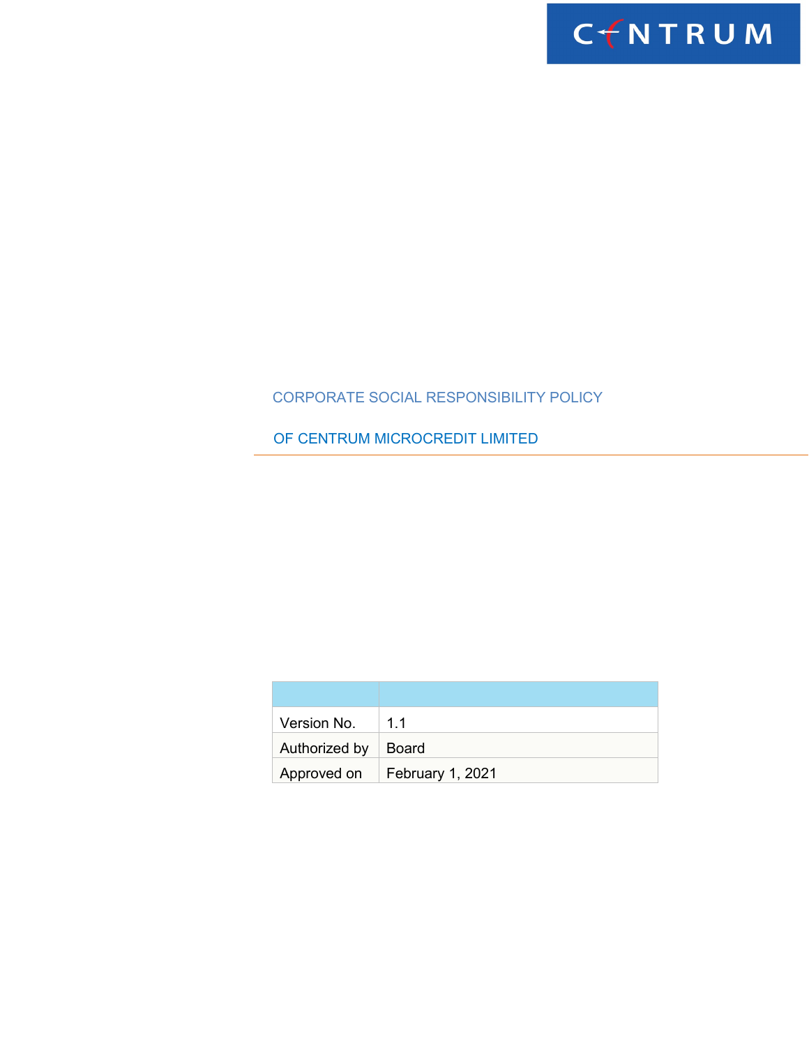CENTRUM

# CORPORATE SOCIAL RESPONSIBILITY POLICY

# OF CENTRUM MICROCREDIT LIMITED

| | |
|---|---|
| Version No. | 1.1 |
| Authorized by | Board |
| Approved on | February 1, 2021 |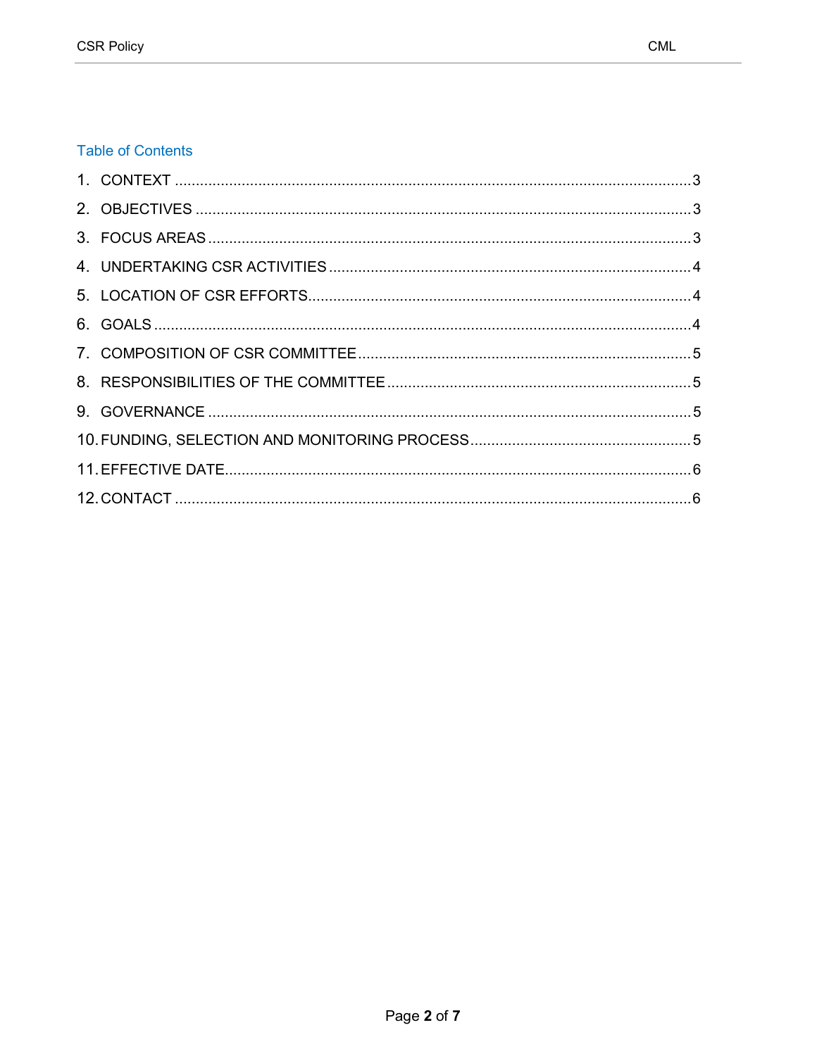## Table of Contents

1. CONTEXT ........................................................................................................ 3
2. OBJECTIVES .................................................................................................. 3
3. FOCUS AREAS ............................................................................................... 3
4. UNDERTAKING CSR ACTIVITIES .................................................................. 4
5. LOCATION OF CSR EFFORTS ....................................................................... 4
6. GOALS ............................................................................................................ 4
7. COMPOSITION OF CSR COMMITTEE ........................................................... 5
8. RESPONSIBILITIES OF THE COMMITTEE .................................................... 5
9. GOVERNANCE ............................................................................................... 5
10. FUNDING, SELECTION AND MONITORING PROCESS ................................ 5
11. EFFECTIVE DATE .......................................................................................... 6
12. CONTACT ...................................................................................................... 6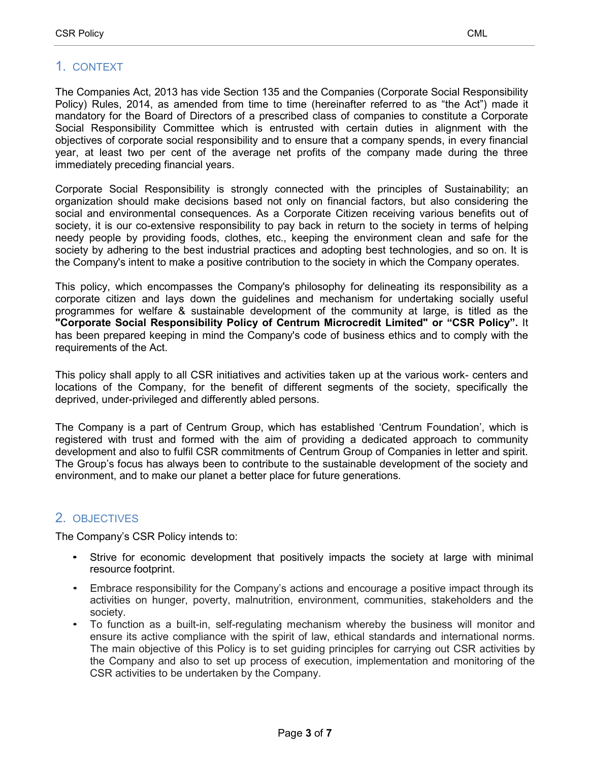## 1. CONTEXT

The Companies Act, 2013 has vide Section 135 and the Companies (Corporate Social Responsibility Policy) Rules, 2014, as amended from time to time (hereinafter referred to as "the Act") made it mandatory for the Board of Directors of a prescribed class of companies to constitute a Corporate Social Responsibility Committee which is entrusted with certain duties in alignment with the objectives of corporate social responsibility and to ensure that a company spends, in every financial year, at least two per cent of the average net profits of the company made during the three immediately preceding financial years.

Corporate Social Responsibility is strongly connected with the principles of Sustainability; an organization should make decisions based not only on financial factors, but also considering the social and environmental consequences. As a Corporate Citizen receiving various benefits out of society, it is our co-extensive responsibility to pay back in return to the society in terms of helping needy people by providing foods, clothes, etc., keeping the environment clean and safe for the society by adhering to the best industrial practices and adopting best technologies, and so on. It is the Company's intent to make a positive contribution to the society in which the Company operates.

This policy, which encompasses the Company's philosophy for delineating its responsibility as a corporate citizen and lays down the guidelines and mechanism for undertaking socially useful programmes for welfare & sustainable development of the community at large, is titled as the **"Corporate Social Responsibility Policy of Centrum Microcredit Limited" or "CSR Policy".** It has been prepared keeping in mind the Company's code of business ethics and to comply with the requirements of the Act.

This policy shall apply to all CSR initiatives and activities taken up at the various work- centers and locations of the Company, for the benefit of different segments of the society, specifically the deprived, under-privileged and differently abled persons.

The Company is a part of Centrum Group, which has established 'Centrum Foundation', which is registered with trust and formed with the aim of providing a dedicated approach to community development and also to fulfil CSR commitments of Centrum Group of Companies in letter and spirit. The Group's focus has always been to contribute to the sustainable development of the society and environment, and to make our planet a better place for future generations.

## 2. OBJECTIVES

The Company's CSR Policy intends to:

- Strive for economic development that positively impacts the society at large with minimal resource footprint.
- Embrace responsibility for the Company's actions and encourage a positive impact through its activities on hunger, poverty, malnutrition, environment, communities, stakeholders and the society.
- To function as a built-in, self-regulating mechanism whereby the business will monitor and ensure its active compliance with the spirit of law, ethical standards and international norms. The main objective of this Policy is to set guiding principles for carrying out CSR activities by the Company and also to set up process of execution, implementation and monitoring of the CSR activities to be undertaken by the Company.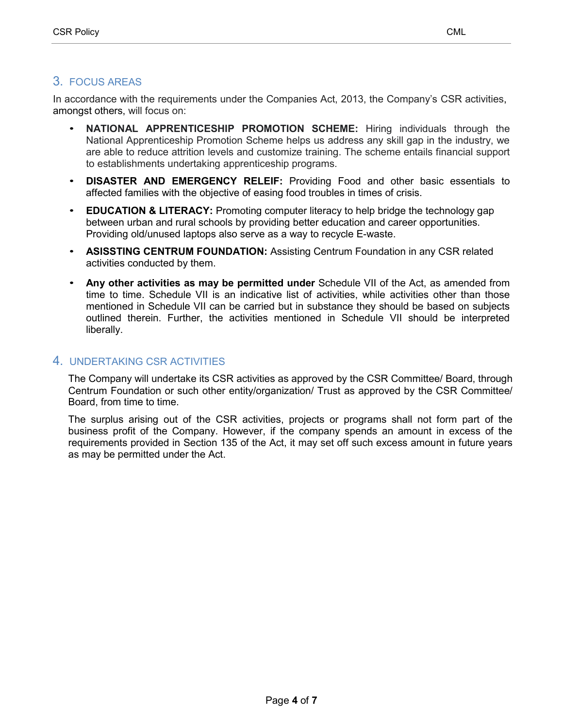## 3. FOCUS AREAS

In accordance with the requirements under the Companies Act, 2013, the Company's CSR activities, amongst others, will focus on:

- **NATIONAL APPRENTICESHIP PROMOTION SCHEME:** Hiring individuals through the National Apprenticeship Promotion Scheme helps us address any skill gap in the industry, we are able to reduce attrition levels and customize training. The scheme entails financial support to establishments undertaking apprenticeship programs.
- **DISASTER AND EMERGENCY RELEIF:** Providing Food and other basic essentials to affected families with the objective of easing food troubles in times of crisis.
- **EDUCATION & LITERACY:** Promoting computer literacy to help bridge the technology gap between urban and rural schools by providing better education and career opportunities. Providing old/unused laptops also serve as a way to recycle E-waste.
- **ASISSTING CENTRUM FOUNDATION:** Assisting Centrum Foundation in any CSR related activities conducted by them.
- **Any other activities as may be permitted under** Schedule VII of the Act, as amended from time to time. Schedule VII is an indicative list of activities, while activities other than those mentioned in Schedule VII can be carried but in substance they should be based on subjects outlined therein. Further, the activities mentioned in Schedule VII should be interpreted liberally.

## 4. UNDERTAKING CSR ACTIVITIES

The Company will undertake its CSR activities as approved by the CSR Committee/ Board, through Centrum Foundation or such other entity/organization/ Trust as approved by the CSR Committee/ Board, from time to time.

The surplus arising out of the CSR activities, projects or programs shall not form part of the business profit of the Company. However, if the company spends an amount in excess of the requirements provided in Section 135 of the Act, it may set off such excess amount in future years as may be permitted under the Act.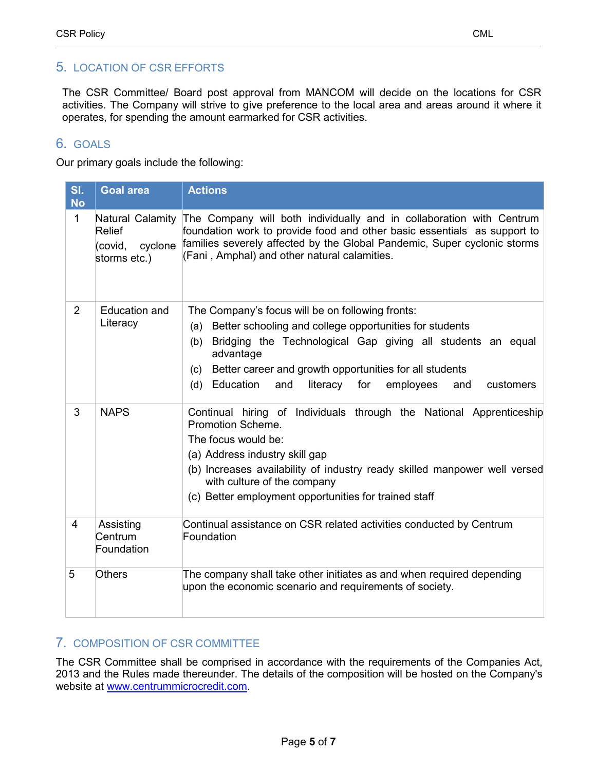## 5. LOCATION OF CSR EFFORTS

The CSR Committee/ Board post approval from MANCOM will decide on the locations for CSR activities. The Company will strive to give preference to the local area and areas around it where it operates, for spending the amount earmarked for CSR activities.

## 6. GOALS

Our primary goals include the following:

| Sl. No | Goal area | Actions |
|---|---|---|
| 1 | Natural Calamity Relief (covid, cyclone storms etc.) | The Company will both individually and in collaboration with Centrum foundation work to provide food and other basic essentials as support to families severely affected by the Global Pandemic, Super cyclonic storms (Fani , Amphal) and other natural calamities. |
| 2 | Education and Literacy | The Company's focus will be on following fronts:<br>(a) Better schooling and college opportunities for students<br>(b) Bridging the Technological Gap giving all students an equal advantage<br>(c) Better career and growth opportunities for all students<br>(d) Education and literacy for employees and customers |
| 3 | NAPS | Continual hiring of Individuals through the National Apprenticeship Promotion Scheme.<br>The focus would be:<br>(a) Address industry skill gap<br>(b) Increases availability of industry ready skilled manpower well versed with culture of the company<br>(c) Better employment opportunities for trained staff |
| 4 | Assisting Centrum Foundation | Continual assistance on CSR related activities conducted by Centrum Foundation |
| 5 | Others | The company shall take other initiates as and when required depending upon the economic scenario and requirements of society. |

## 7. COMPOSITION OF CSR COMMITTEE

The CSR Committee shall be comprised in accordance with the requirements of the Companies Act, 2013 and the Rules made thereunder. The details of the composition will be hosted on the Company's website at www.centrummicrocredit.com.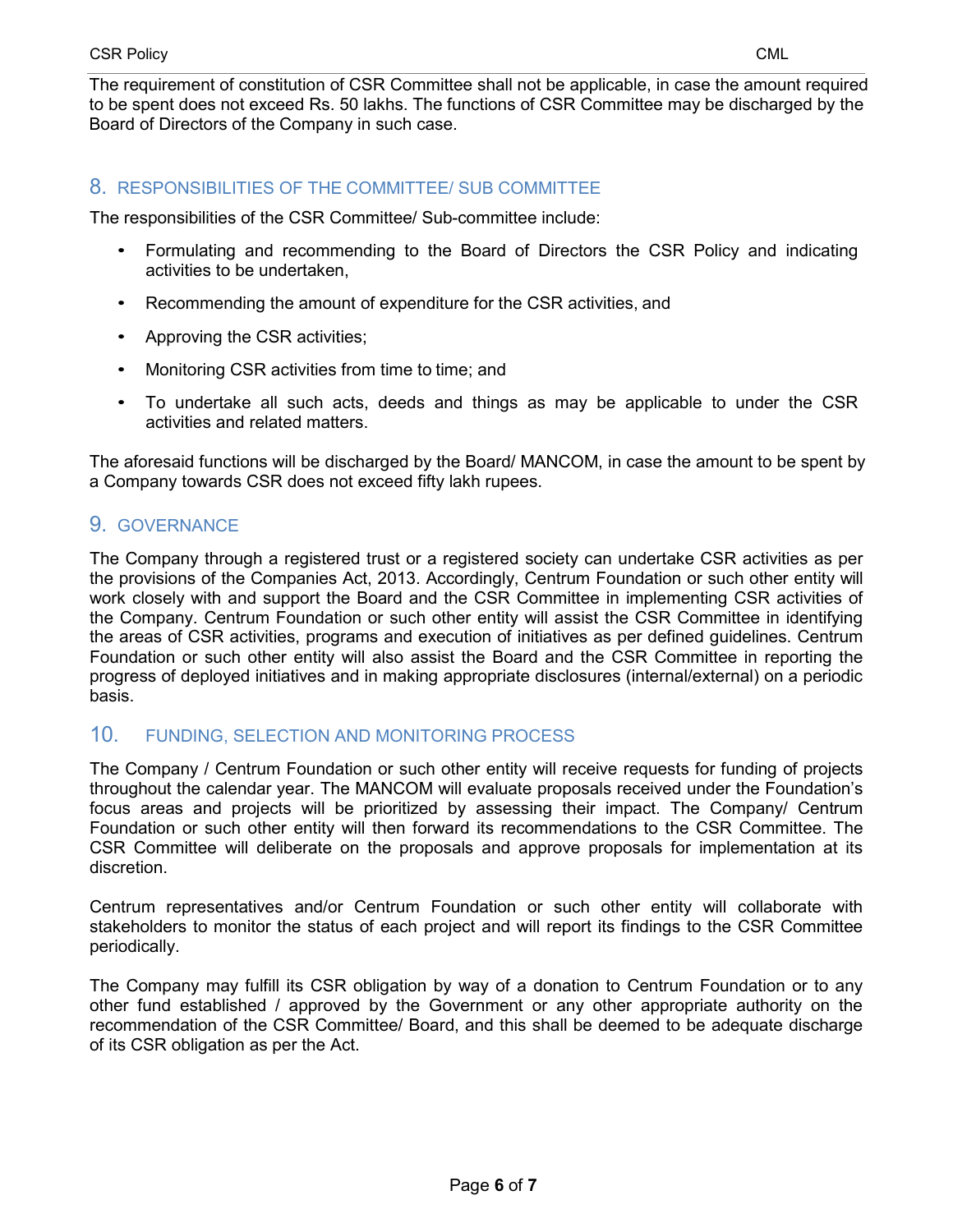The requirement of constitution of CSR Committee shall not be applicable, in case the amount required to be spent does not exceed Rs. 50 lakhs. The functions of CSR Committee may be discharged by the Board of Directors of the Company in such case.

## 8. RESPONSIBILITIES OF THE COMMITTEE/ SUB COMMITTEE

The responsibilities of the CSR Committee/ Sub-committee include:

- Formulating and recommending to the Board of Directors the CSR Policy and indicating activities to be undertaken,
- Recommending the amount of expenditure for the CSR activities, and
- Approving the CSR activities;
- Monitoring CSR activities from time to time; and
- To undertake all such acts, deeds and things as may be applicable to under the CSR activities and related matters.

The aforesaid functions will be discharged by the Board/ MANCOM, in case the amount to be spent by a Company towards CSR does not exceed fifty lakh rupees.

## 9. GOVERNANCE

The Company through a registered trust or a registered society can undertake CSR activities as per the provisions of the Companies Act, 2013. Accordingly, Centrum Foundation or such other entity will work closely with and support the Board and the CSR Committee in implementing CSR activities of the Company. Centrum Foundation or such other entity will assist the CSR Committee in identifying the areas of CSR activities, programs and execution of initiatives as per defined guidelines. Centrum Foundation or such other entity will also assist the Board and the CSR Committee in reporting the progress of deployed initiatives and in making appropriate disclosures (internal/external) on a periodic basis.

## 10. FUNDING, SELECTION AND MONITORING PROCESS

The Company / Centrum Foundation or such other entity will receive requests for funding of projects throughout the calendar year. The MANCOM will evaluate proposals received under the Foundation's focus areas and projects will be prioritized by assessing their impact. The Company/ Centrum Foundation or such other entity will then forward its recommendations to the CSR Committee. The CSR Committee will deliberate on the proposals and approve proposals for implementation at its discretion.

Centrum representatives and/or Centrum Foundation or such other entity will collaborate with stakeholders to monitor the status of each project and will report its findings to the CSR Committee periodically.

The Company may fulfill its CSR obligation by way of a donation to Centrum Foundation or to any other fund established / approved by the Government or any other appropriate authority on the recommendation of the CSR Committee/ Board, and this shall be deemed to be adequate discharge of its CSR obligation as per the Act.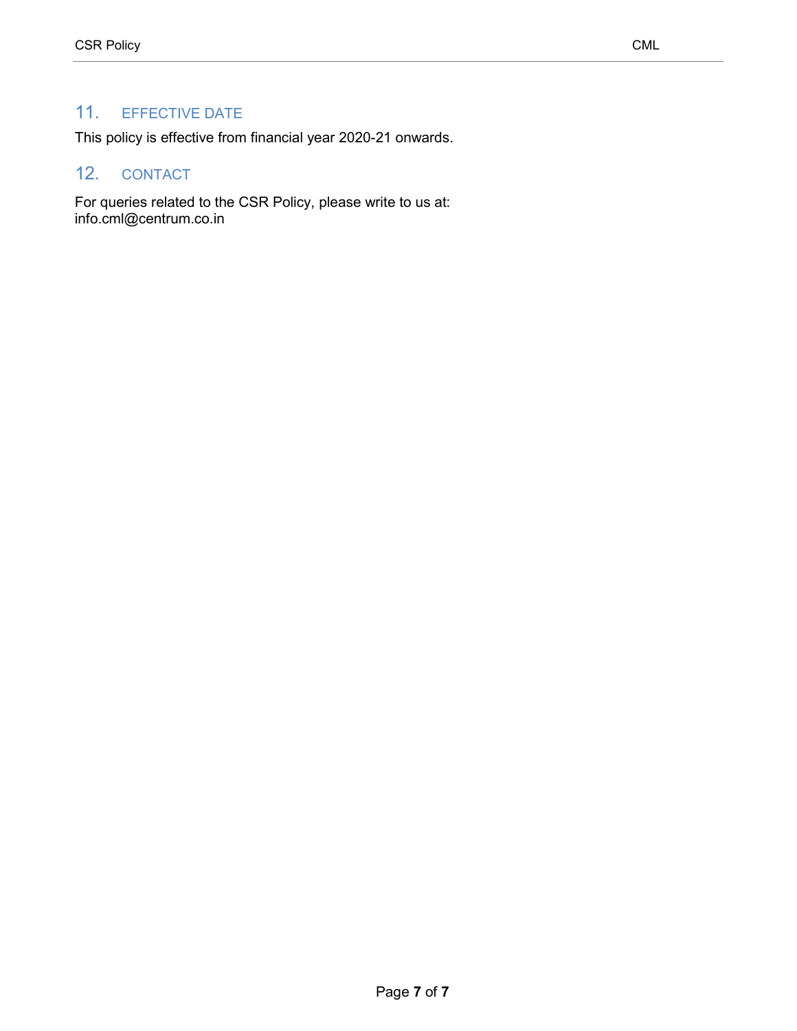## 11. EFFECTIVE DATE

This policy is effective from financial year 2020-21 onwards.

## 12. CONTACT

For queries related to the CSR Policy, please write to us at:
info.cml@centrum.co.in